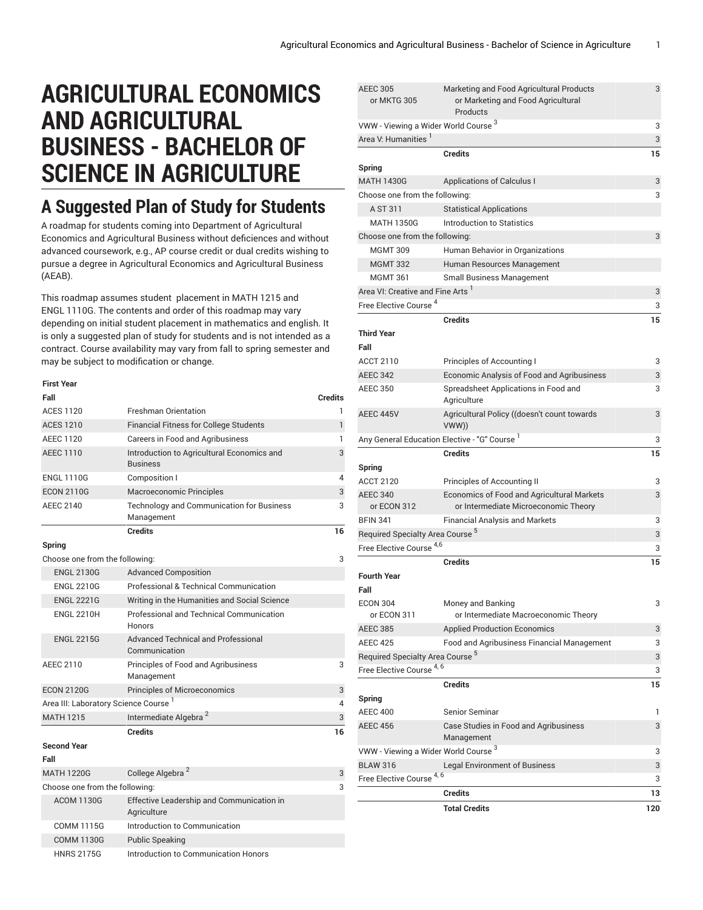# AGRICULTURAL ECONOMICS AND AGRICULTURAL BUSINESS - BACHELOR OF SCIENCE IN AGRICULTURE

## A Suggested Plan of Study for Students

A roadmap for students coming into Department of Agricultural Economics and Agricultural Business without deficiences and without advanced coursework, e.g., AP course credit or dual credits wishing to pursue a degree in Agricultural Economics and Agricultural Business (AEAB).

This roadmap assumes student placement in MATH 1215 and ENGL 1110G. The contents and order of this roadmap may vary depending on initial student placement in mathematics and english. It is only a suggested plan of study for students and is not intended as a contract. Course availability may vary from fall to spring semester and may be subject to modification or change.

| First Year | | |
|---|---|---|
| **Fall** | | **Credits** |
| ACES 1120 | Freshman Orientation | 1 |
| ACES 1210 | Financial Fitness for College Students | 1 |
| AEEC 1120 | Careers in Food and Agribusiness | 1 |
| AEEC 1110 | Introduction to Agricultural Economics and Business | 3 |
| ENGL 1110G | Composition I | 4 |
| ECON 2110G | Macroeconomic Principles | 3 |
| AEEC 2140 | Technology and Communication for Business Management | 3 |
| | **Credits** | **16** |
| **Spring** | | |
| Choose one from the following: | | 3 |
| ENGL 2130G | Advanced Composition | |
| ENGL 2210G | Professional & Technical Communication | |
| ENGL 2221G | Writing in the Humanities and Social Science | |
| ENGL 2210H | Professional and Technical Communication Honors | |
| ENGL 2215G | Advanced Technical and Professional Communication | |
| AEEC 2110 | Principles of Food and Agribusiness Management | 3 |
| ECON 2120G | Principles of Microeconomics | 3 |
| Area III: Laboratory Science Course [1] | | 4 |
| MATH 1215 | Intermediate Algebra [2] | 3 |
| | **Credits** | **16** |
| **Second Year** | | |
| **Fall** | | |
| MATH 1220G | College Algebra [2] | 3 |
| Choose one from the following: | | 3 |
| ACOM 1130G | Effective Leadership and Communication in Agriculture | |
| COMM 1115G | Introduction to Communication | |
| COMM 1130G | Public Speaking | |
| HNRS 2175G | Introduction to Communication Honors | |
| AEEC 305 or MKTG 305 | Marketing and Food Agricultural Products or Marketing and Food Agricultural Products | 3 |
| VWW - Viewing a Wider World Course [3] | | 3 |
| Area V: Humanities [1] | | 3 |
| | **Credits** | **15** |
| **Spring** | | |
| MATH 1430G | Applications of Calculus I | 3 |
| Choose one from the following: | | 3 |
| A ST 311 | Statistical Applications | |
| MATH 1350G | Introduction to Statistics | |
| Choose one from the following: | | 3 |
| MGMT 309 | Human Behavior in Organizations | |
| MGMT 332 | Human Resources Management | |
| MGMT 361 | Small Business Management | |
| Area VI: Creative and Fine Arts [1] | | 3 |
| Free Elective Course [4] | | 3 |
| | **Credits** | **15** |
| **Third Year** | | |
| **Fall** | | |
| ACCT 2110 | Principles of Accounting I | 3 |
| AEEC 342 | Economic Analysis of Food and Agribusiness | 3 |
| AEEC 350 | Spreadsheet Applications in Food and Agriculture | 3 |
| AEEC 445V | Agricultural Policy ((doesn't count towards VWW)) | 3 |
| Any General Education Elective - "G" Course [1] | | 3 |
| | **Credits** | **15** |
| **Spring** | | |
| ACCT 2120 | Principles of Accounting II | 3 |
| AEEC 340 or ECON 312 | Economics of Food and Agricultural Markets or Intermediate Microeconomic Theory | 3 |
| BFIN 341 | Financial Analysis and Markets | 3 |
| Required Specialty Area Course [5] | | 3 |
| Free Elective Course [4,6] | | 3 |
| | **Credits** | **15** |
| **Fourth Year** | | |
| **Fall** | | |
| ECON 304 or ECON 311 | Money and Banking or Intermediate Macroeconomic Theory | 3 |
| AEEC 385 | Applied Production Economics | 3 |
| AEEC 425 | Food and Agribusiness Financial Management | 3 |
| Required Specialty Area Course [5] | | 3 |
| Free Elective Course [4, 6] | | 3 |
| | **Credits** | **15** |
| **Spring** | | |
| AEEC 400 | Senior Seminar | 1 |
| AEEC 456 | Case Studies in Food and Agribusiness Management | 3 |
| VWW - Viewing a Wider World Course [3] | | 3 |
| BLAW 316 | Legal Environment of Business | 3 |
| Free Elective Course [4, 6] | | 3 |
| | **Credits** | **13** |
| | **Total Credits** | **120** |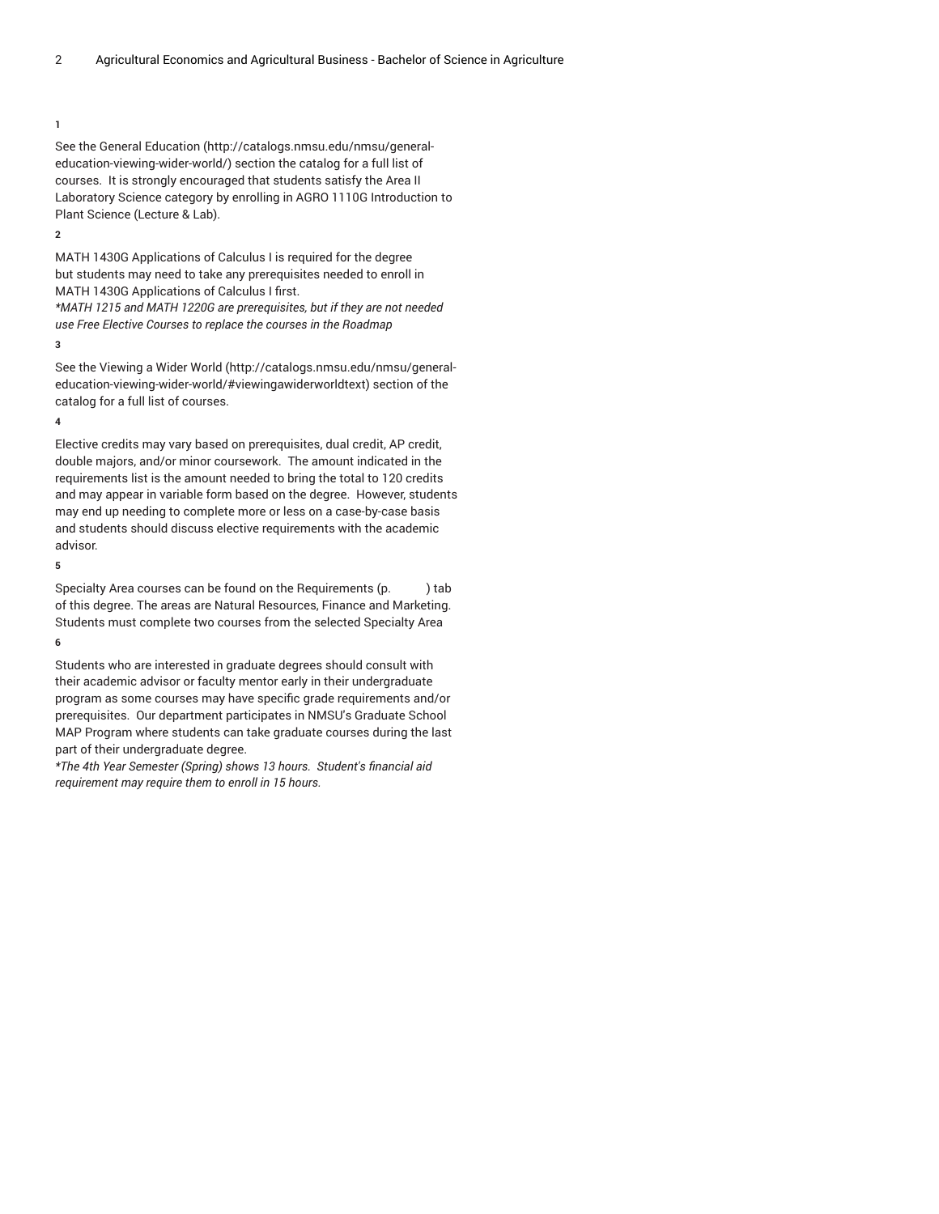1

See the General Education (http://catalogs.nmsu.edu/nmsu/general-education-viewing-wider-world/) section the catalog for a full list of courses. It is strongly encouraged that students satisfy the Area II Laboratory Science category by enrolling in AGRO 1110G Introduction to Plant Science (Lecture & Lab).

2

MATH 1430G Applications of Calculus I is required for the degree but students may need to take any prerequisites needed to enroll in MATH 1430G Applications of Calculus I first.
*\*MATH 1215 and MATH 1220G are prerequisites, but if they are not needed use Free Elective Courses to replace the courses in the Roadmap*

3

See the Viewing a Wider World (http://catalogs.nmsu.edu/nmsu/general-education-viewing-wider-world/#viewingawiderworldtext) section of the catalog for a full list of courses.

4

Elective credits may vary based on prerequisites, dual credit, AP credit, double majors, and/or minor coursework. The amount indicated in the requirements list is the amount needed to bring the total to 120 credits and may appear in variable form based on the degree. However, students may end up needing to complete more or less on a case-by-case basis and students should discuss elective requirements with the academic advisor.

5

Specialty Area courses can be found on the Requirements (p. ) tab of this degree. The areas are Natural Resources, Finance and Marketing. Students must complete two courses from the selected Specialty Area

6

Students who are interested in graduate degrees should consult with their academic advisor or faculty mentor early in their undergraduate program as some courses may have specific grade requirements and/or prerequisites. Our department participates in NMSU's Graduate School MAP Program where students can take graduate courses during the last part of their undergraduate degree.
*\*The 4th Year Semester (Spring) shows 13 hours. Student's financial aid requirement may require them to enroll in 15 hours.*